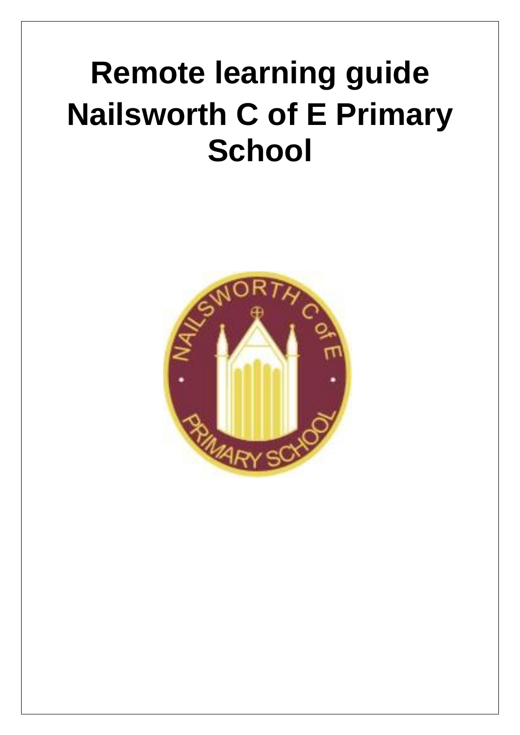# Remote learning guide Nailsworth C of E Primary School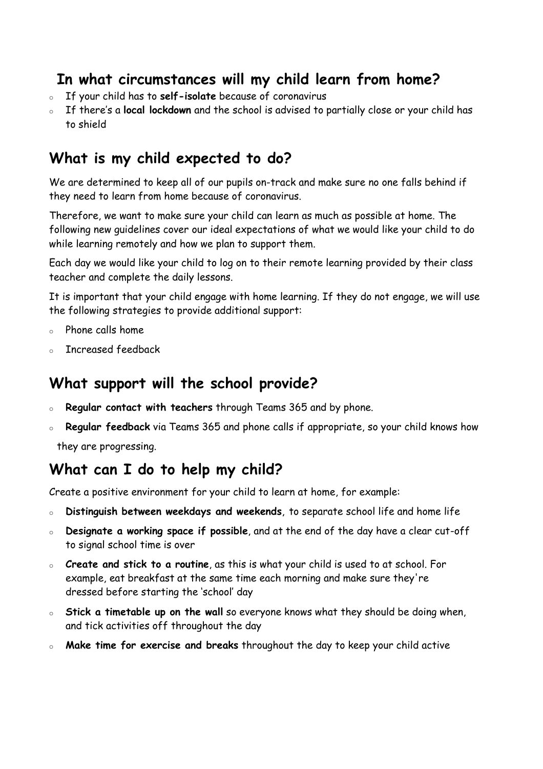## In what circumstances will my child learn from home?

- If your child has to **self-isolate** because of coronavirus
- If there's a **local lockdown** and the school is advised to partially close or your child has to shield

## What is my child expected to do?

We are determined to keep all of our pupils on-track and make sure no one falls behind if they need to learn from home because of coronavirus.

Therefore, we want to make sure your child can learn as much as possible at home. The following new guidelines cover our ideal expectations of what we would like your child to do while learning remotely and how we plan to support them.

Each day we would like your child to log on to their remote learning provided by their class teacher and complete the daily lessons.

It is important that your child engage with home learning. If they do not engage, we will use the following strategies to provide additional support:

- Phone calls home
- Increased feedback

## What support will the school provide?

- **Regular contact with teachers** through Teams 365 and by phone.
- **Regular feedback** via Teams 365 and phone calls if appropriate, so your child knows how they are progressing.

## What can I do to help my child?

Create a positive environment for your child to learn at home, for example:

- **Distinguish between weekdays and weekends**, to separate school life and home life
- **Designate a working space if possible**, and at the end of the day have a clear cut-off to signal school time is over
- **Create and stick to a routine**, as this is what your child is used to at school. For example, eat breakfast at the same time each morning and make sure they're dressed before starting the 'school' day
- **Stick a timetable up on the wall** so everyone knows what they should be doing when, and tick activities off throughout the day
- **Make time for exercise and breaks** throughout the day to keep your child active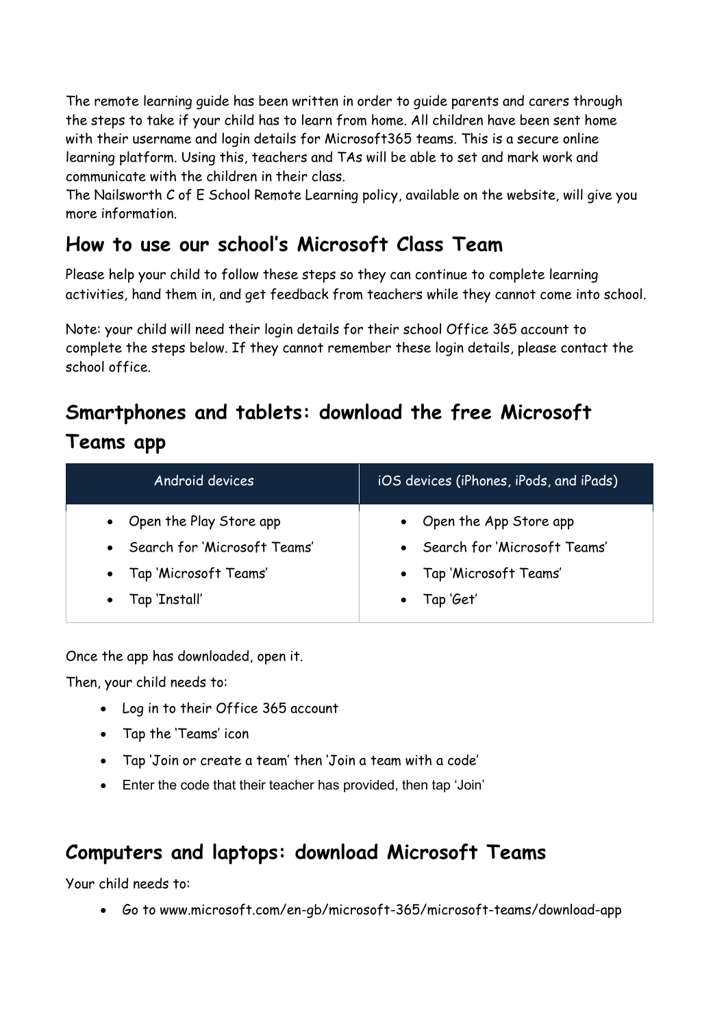The remote learning guide has been written in order to guide parents and carers through the steps to take if your child has to learn from home. All children have been sent home with their username and login details for Microsoft365 teams. This is a secure online learning platform. Using this, teachers and TAs will be able to set and mark work and communicate with the children in their class.
The Nailsworth C of E School Remote Learning policy, available on the website, will give you more information.

## How to use our school's Microsoft Class Team

Please help your child to follow these steps so they can continue to complete learning activities, hand them in, and get feedback from teachers while they cannot come into school.

Note: your child will need their login details for their school Office 365 account to complete the steps below. If they cannot remember these login details, please contact the school office.

## Smartphones and tablets: download the free Microsoft Teams app

| Android devices | iOS devices (iPhones, iPods, and iPads) |
|---|---|
| • Open the Play Store app<br>• Search for 'Microsoft Teams'<br>• Tap 'Microsoft Teams'<br>• Tap 'Install' | • Open the App Store app<br>• Search for 'Microsoft Teams'<br>• Tap 'Microsoft Teams'<br>• Tap 'Get' |

Once the app has downloaded, open it.

Then, your child needs to:

- Log in to their Office 365 account
- Tap the 'Teams' icon
- Tap 'Join or create a team' then 'Join a team with a code'
- Enter the code that their teacher has provided, then tap 'Join'

## Computers and laptops: download Microsoft Teams

Your child needs to:

- Go to www.microsoft.com/en-gb/microsoft-365/microsoft-teams/download-app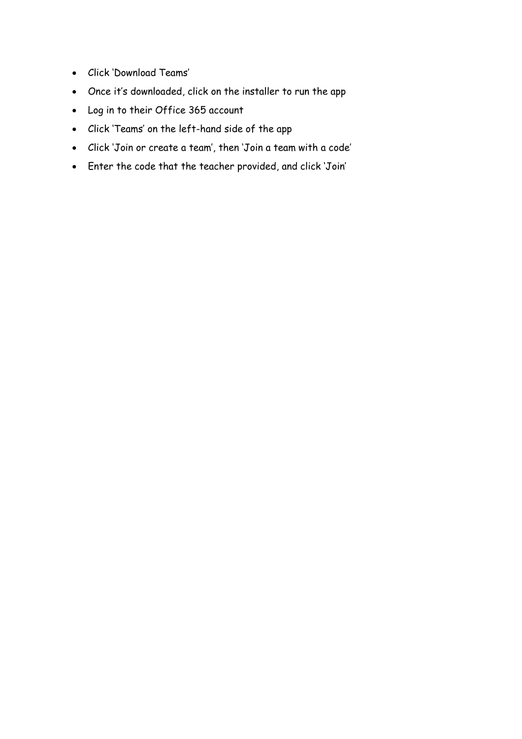- Click 'Download Teams'
- Once it's downloaded, click on the installer to run the app
- Log in to their Office 365 account
- Click 'Teams' on the left-hand side of the app
- Click 'Join or create a team', then 'Join a team with a code'
- Enter the code that the teacher provided, and click 'Join'